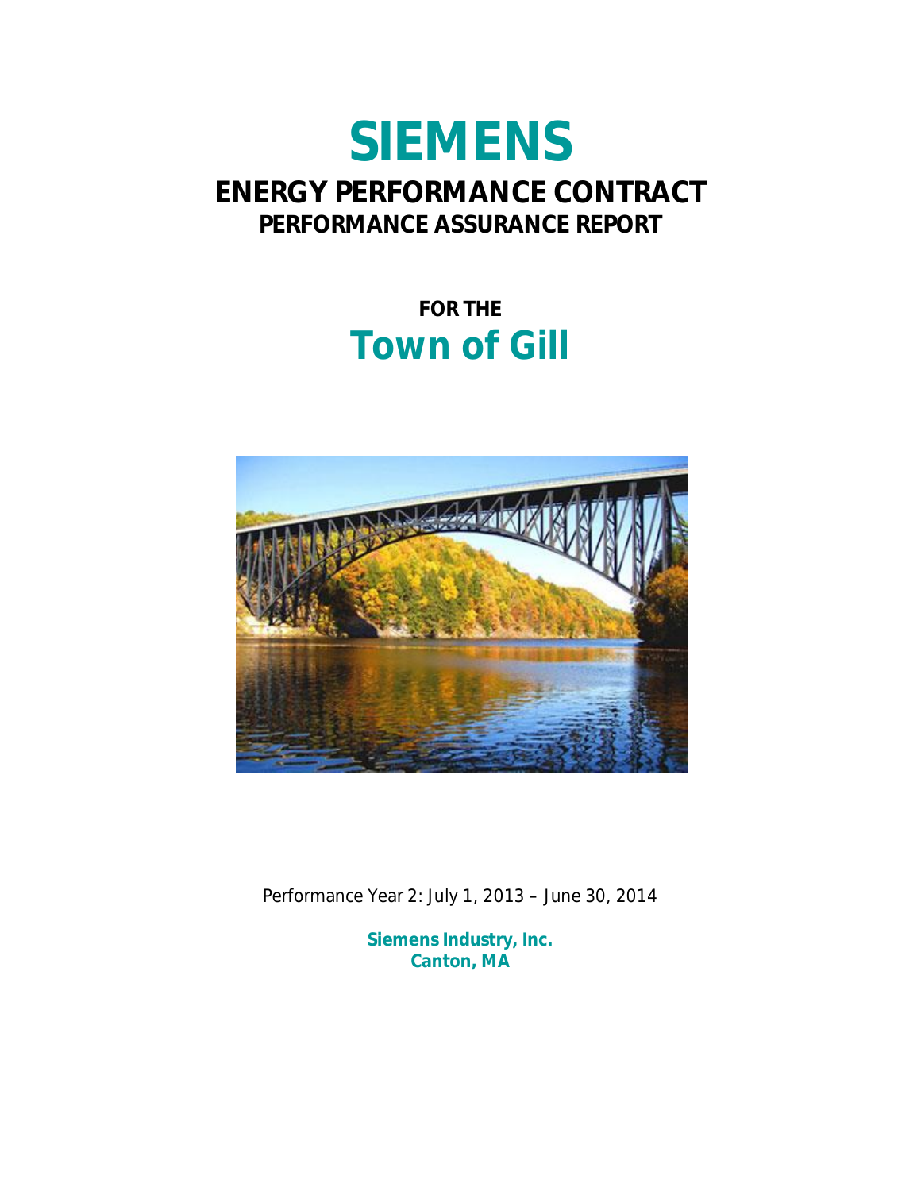# SIEMENS

## ENERGY PERFORMANCE CONTRACT

### PERFORMANCE ASSURANCE REPORT

**FOR THE**

# Town of Gill

Performance Year 2: July 1, 2013 – June 30, 2014

**Siemens Industry, Inc.**
**Canton, MA**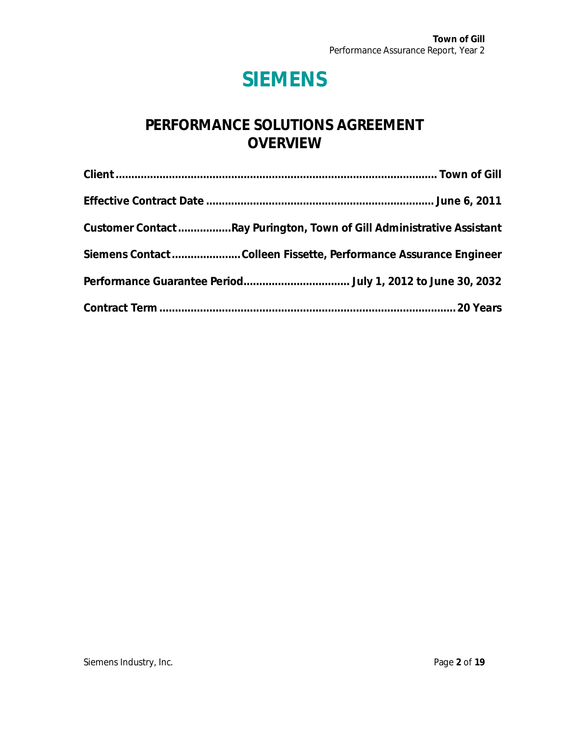# SIEMENS

## PERFORMANCE SOLUTIONS AGREEMENT OVERVIEW

**Client** ........................................................................................ **Town of Gill**

**Effective Contract Date** ........................................................................ **June 6, 2011**

**Customer Contact** .................**Ray Purington, Town of Gill Administrative Assistant**

**Siemens Contact** ......................**Colleen Fissette, Performance Assurance Engineer**

**Performance Guarantee Period**.................................. **July 1, 2012 to June 30, 2032**

**Contract Term** ............................................................................................ **20 Years**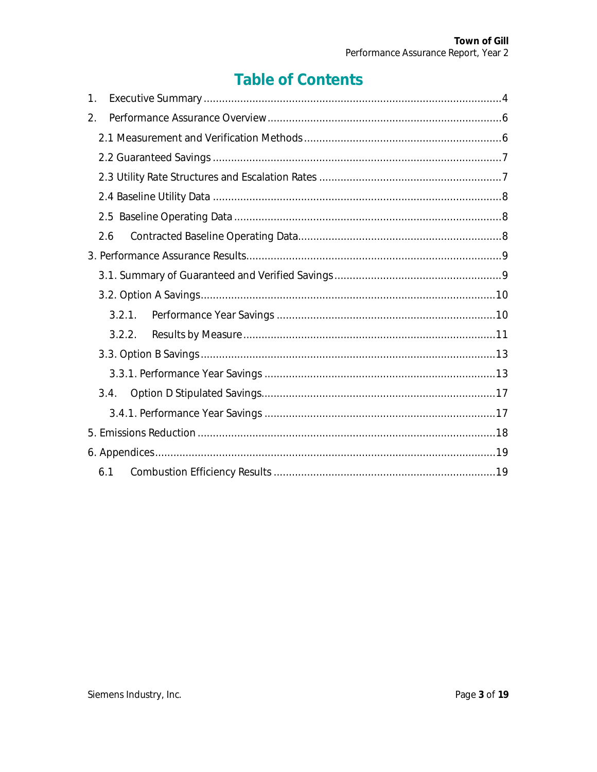# Table of Contents

1. Executive Summary ....................................................................................................4
2. Performance Assurance Overview ............................................................................6
   - 2.1 Measurement and Verification Methods ................................................................6
   - 2.2 Guaranteed Savings ..............................................................................................7
   - 2.3 Utility Rate Structures and Escalation Rates ..........................................................7
   - 2.4 Baseline Utility Data ..............................................................................................8
   - 2.5 Baseline Operating Data .......................................................................................8
   - 2.6 Contracted Baseline Operating Data......................................................................8

3. Performance Assurance Results...................................................................................9
   - 3.1. Summary of Guaranteed and Verified Savings .......................................................9
   - 3.2. Option A Savings ..................................................................................................10
     - 3.2.1. Performance Year Savings ...........................................................................10
     - 3.2.2. Results by Measure .....................................................................................11
   - 3.3. Option B Savings ..................................................................................................13
     - 3.3.1. Performance Year Savings ...........................................................................13
   - 3.4. Option D Stipulated Savings...............................................................................17
     - 3.4.1. Performance Year Savings ...........................................................................17

5. Emissions Reduction .................................................................................................18

6. Appendices ................................................................................................................19
   - 6.1 Combustion Efficiency Results ............................................................................19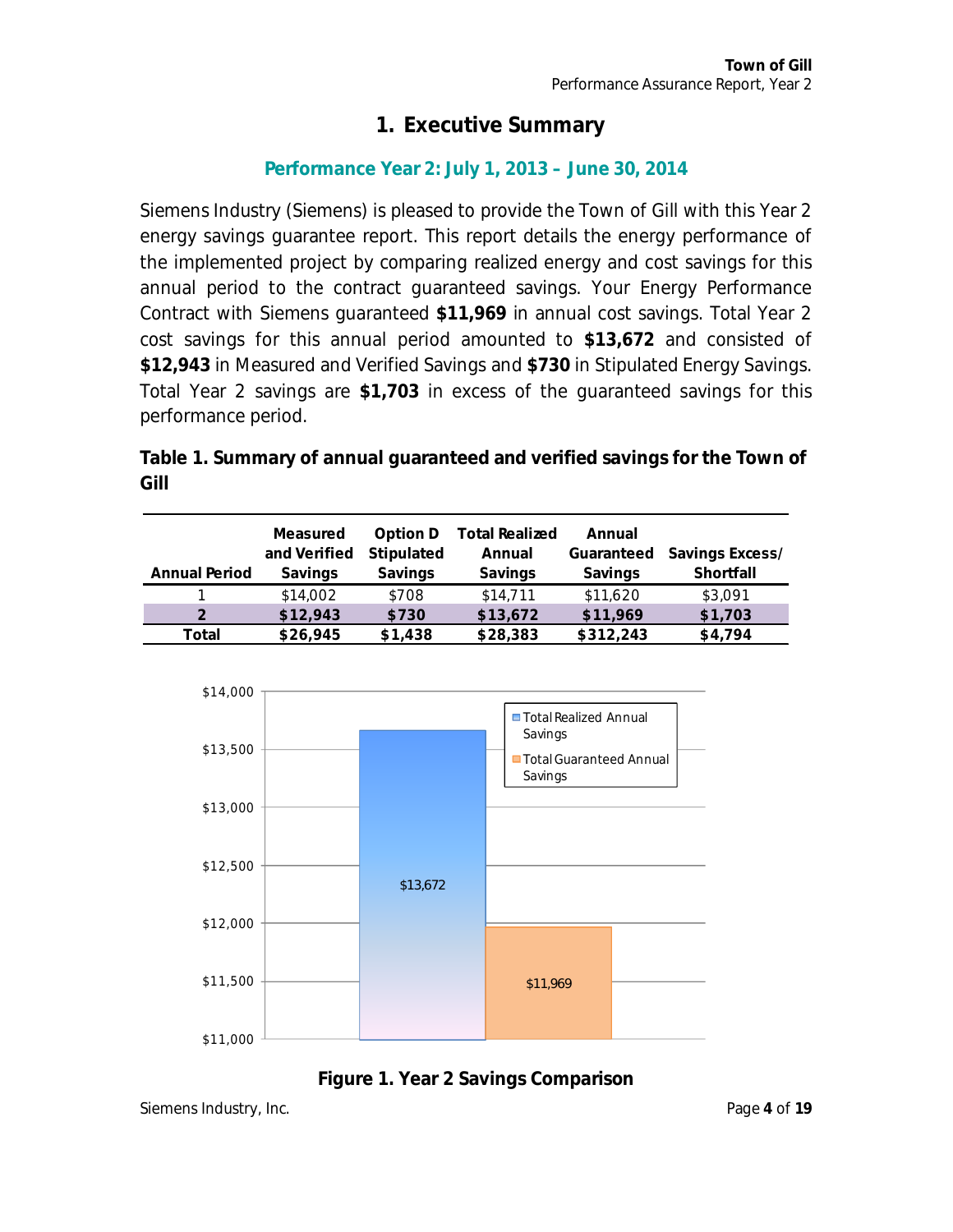# 1. Executive Summary

### Performance Year 2: July 1, 2013 – June 30, 2014

Siemens Industry (Siemens) is pleased to provide the Town of Gill with this Year 2 energy savings guarantee report. This report details the energy performance of the implemented project by comparing realized energy and cost savings for this annual period to the contract guaranteed savings. Your Energy Performance Contract with Siemens guaranteed **$11,969** in annual cost savings. Total Year 2 cost savings for this annual period amounted to **$13,672** and consisted of **$12,943** in Measured and Verified Savings and **$730** in Stipulated Energy Savings. Total Year 2 savings are **$1,703** in excess of the guaranteed savings for this performance period.

**Table 1. Summary of annual guaranteed and verified savings for the Town of Gill**

| Annual Period | Measured and Verified Savings | Option D Stipulated Savings | Total Realized Annual Savings | Annual Guaranteed Savings | Savings Excess/ Shortfall |
|---|---|---|---|---|---|
| 1 | $14,002 | $708 | $14,711 | $11,620 | $3,091 |
| **2** | **$12,943** | **$730** | **$13,672** | **$11,969** | **$1,703** |
| **Total** | **$26,945** | **$1,438** | **$28,383** | **$312,243** | **$4,794** |

**Figure 1. Year 2 Savings Comparison**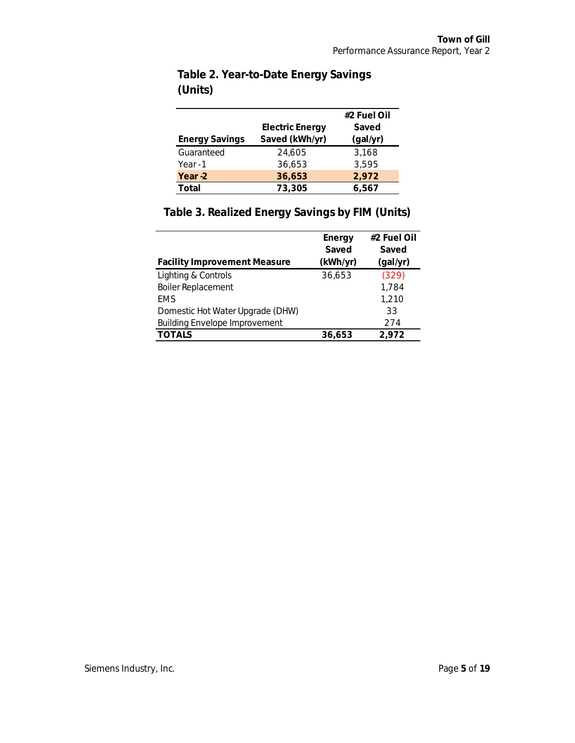## Table 2. Year-to-Date Energy Savings (Units)

| Energy Savings | Electric Energy Saved (kWh/yr) | #2 Fuel Oil Saved (gal/yr) |
|---|---|---|
| Guaranteed | 24,605 | 3,168 |
| Year -1 | 36,653 | 3,595 |
| **Year -2** | **36,653** | **2,972** |
| **Total** | **73,305** | **6,567** |

## Table 3. Realized Energy Savings by FIM (Units)

| Facility Improvement Measure | Energy Saved (kWh/yr) | #2 Fuel Oil Saved (gal/yr) |
|---|---|---|
| Lighting & Controls | 36,653 | (329) |
| Boiler Replacement | | 1,784 |
| EMS | | 1,210 |
| Domestic Hot Water Upgrade (DHW) | | 33 |
| Building Envelope Improvement | | 274 |
| **TOTALS** | **36,653** | **2,972** |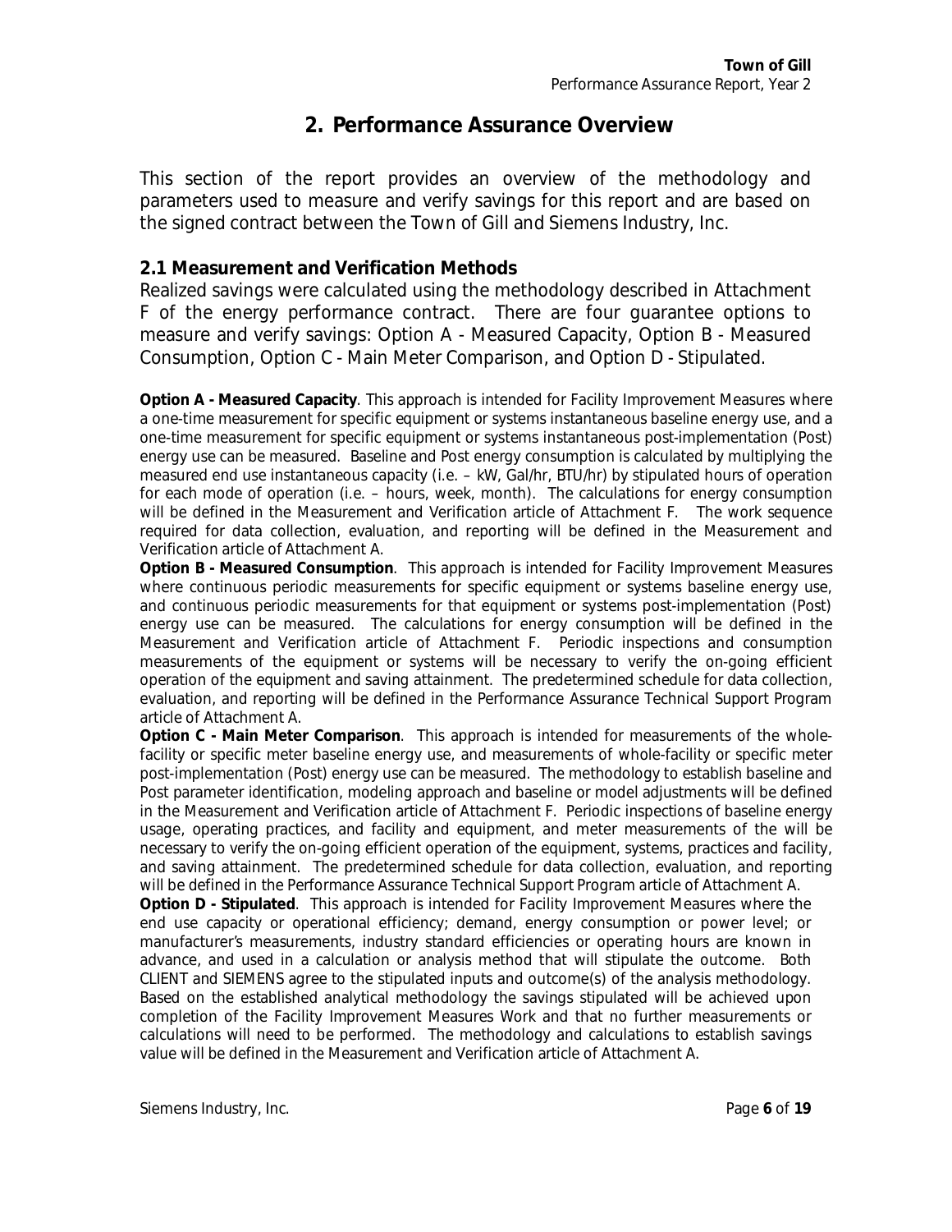## 2. Performance Assurance Overview

This section of the report provides an overview of the methodology and parameters used to measure and verify savings for this report and are based on the signed contract between the Town of Gill and Siemens Industry, Inc.

### 2.1 Measurement and Verification Methods

Realized savings were calculated using the methodology described in Attachment F of the energy performance contract. There are four guarantee options to measure and verify savings: Option A - Measured Capacity, Option B - Measured Consumption, Option C - Main Meter Comparison, and Option D - Stipulated.

**Option A - Measured Capacity**. This approach is intended for Facility Improvement Measures where a one-time measurement for specific equipment or systems instantaneous baseline energy use, and a one-time measurement for specific equipment or systems instantaneous post-implementation (Post) energy use can be measured. Baseline and Post energy consumption is calculated by multiplying the measured end use instantaneous capacity (i.e. – kW, Gal/hr, BTU/hr) by stipulated hours of operation for each mode of operation (i.e. – hours, week, month). The calculations for energy consumption will be defined in the Measurement and Verification article of Attachment F. The work sequence required for data collection, evaluation, and reporting will be defined in the Measurement and Verification article of Attachment A.

**Option B - Measured Consumption**. This approach is intended for Facility Improvement Measures where continuous periodic measurements for specific equipment or systems baseline energy use, and continuous periodic measurements for that equipment or systems post-implementation (Post) energy use can be measured. The calculations for energy consumption will be defined in the Measurement and Verification article of Attachment F. Periodic inspections and consumption measurements of the equipment or systems will be necessary to verify the on-going efficient operation of the equipment and saving attainment. The predetermined schedule for data collection, evaluation, and reporting will be defined in the Performance Assurance Technical Support Program article of Attachment A.

**Option C - Main Meter Comparison**. This approach is intended for measurements of the whole-facility or specific meter baseline energy use, and measurements of whole-facility or specific meter post-implementation (Post) energy use can be measured. The methodology to establish baseline and Post parameter identification, modeling approach and baseline or model adjustments will be defined in the Measurement and Verification article of Attachment F. Periodic inspections of baseline energy usage, operating practices, and facility and equipment, and meter measurements of the will be necessary to verify the on-going efficient operation of the equipment, systems, practices and facility, and saving attainment. The predetermined schedule for data collection, evaluation, and reporting will be defined in the Performance Assurance Technical Support Program article of Attachment A.

**Option D - Stipulated**. This approach is intended for Facility Improvement Measures where the end use capacity or operational efficiency; demand, energy consumption or power level; or manufacturer's measurements, industry standard efficiencies or operating hours are known in advance, and used in a calculation or analysis method that will stipulate the outcome. Both CLIENT and SIEMENS agree to the stipulated inputs and outcome(s) of the analysis methodology. Based on the established analytical methodology the savings stipulated will be achieved upon completion of the Facility Improvement Measures Work and that no further measurements or calculations will need to be performed. The methodology and calculations to establish savings value will be defined in the Measurement and Verification article of Attachment A.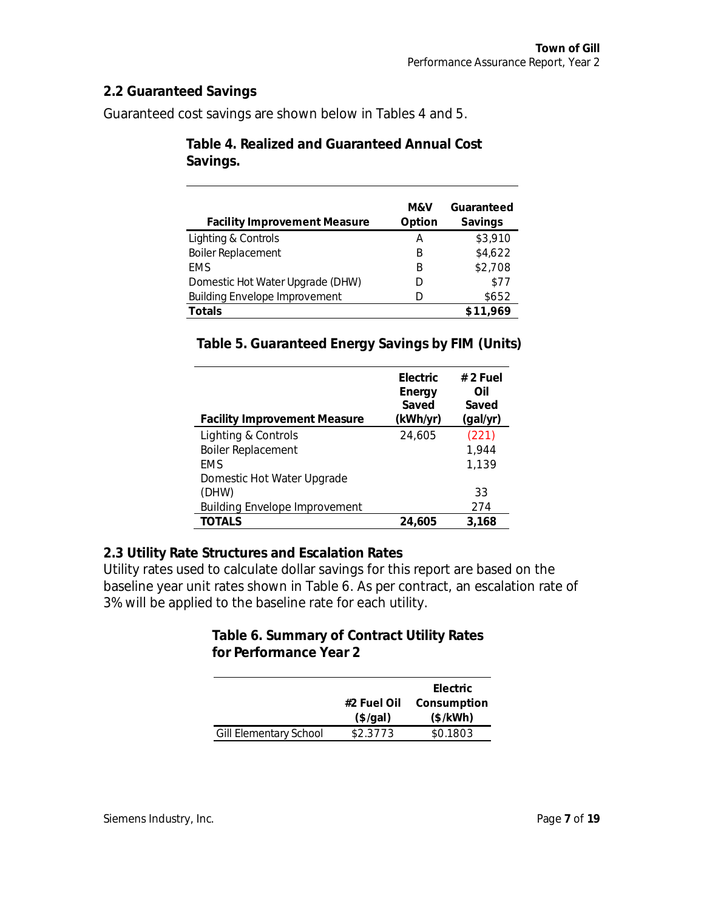## 2.2 Guaranteed Savings

Guaranteed cost savings are shown below in Tables 4 and 5.

**Table 4. Realized and Guaranteed Annual Cost Savings.**

| Facility Improvement Measure | M&V Option | Guaranteed Savings |
|---|---|---|
| Lighting & Controls | A | $3,910 |
| Boiler Replacement | B | $4,622 |
| EMS | B | $2,708 |
| Domestic Hot Water Upgrade (DHW) | D | $77 |
| Building Envelope Improvement | D | $652 |
| **Totals** | | **$11,969** |

**Table 5. Guaranteed Energy Savings by FIM (Units)**

| Facility Improvement Measure | Electric Energy Saved (kWh/yr) | # 2 Fuel Oil Saved (gal/yr) |
|---|---|---|
| Lighting & Controls | 24,605 | (221) |
| Boiler Replacement | | 1,944 |
| EMS | | 1,139 |
| Domestic Hot Water Upgrade (DHW) | | 33 |
| Building Envelope Improvement | | 274 |
| **TOTALS** | **24,605** | **3,168** |

## 2.3 Utility Rate Structures and Escalation Rates

Utility rates used to calculate dollar savings for this report are based on the baseline year unit rates shown in Table 6. As per contract, an escalation rate of 3% will be applied to the baseline rate for each utility.

**Table 6. Summary of Contract Utility Rates for Performance Year 2**

| | #2 Fuel Oil ($/gal) | Electric Consumption ($/kWh) |
|---|---|---|
| Gill Elementary School | $2.3773 | $0.1803 |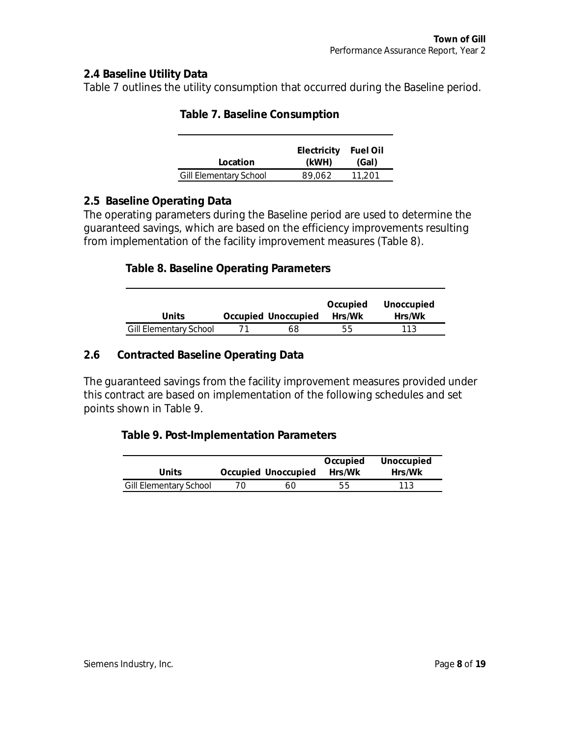## 2.4 Baseline Utility Data

Table 7 outlines the utility consumption that occurred during the Baseline period.

**Table 7. Baseline Consumption**

| Location | Electricity (kWH) | Fuel Oil (Gal) |
|---|---|---|
| Gill Elementary School | 89,062 | 11,201 |

## 2.5 Baseline Operating Data

The operating parameters during the Baseline period are used to determine the guaranteed savings, which are based on the efficiency improvements resulting from implementation of the facility improvement measures (Table 8).

**Table 8. Baseline Operating Parameters**

| Units | Occupied | Unoccupied | Occupied Hrs/Wk | Unoccupied Hrs/Wk |
|---|---|---|---|---|
| Gill Elementary School | 71 | 68 | 55 | 113 |

## 2.6 Contracted Baseline Operating Data

The guaranteed savings from the facility improvement measures provided under this contract are based on implementation of the following schedules and set points shown in Table 9.

**Table 9. Post-Implementation Parameters**

| Units | Occupied | Unoccupied | Occupied Hrs/Wk | Unoccupied Hrs/Wk |
|---|---|---|---|---|
| Gill Elementary School | 70 | 60 | 55 | 113 |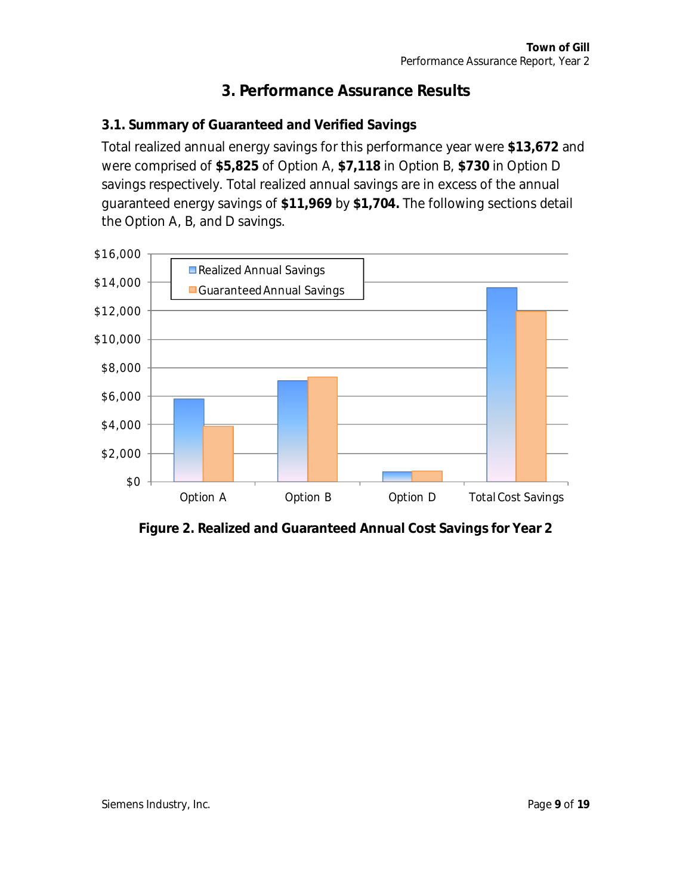# 3. Performance Assurance Results

## 3.1. Summary of Guaranteed and Verified Savings

Total realized annual energy savings for this performance year were **$13,672** and were comprised of **$5,825** of Option A, **$7,118** in Option B, **$730** in Option D savings respectively. Total realized annual savings are in excess of the annual guaranteed energy savings of **$11,969** by **$1,704.** The following sections detail the Option A, B, and D savings.

**Figure 2. Realized and Guaranteed Annual Cost Savings for Year 2**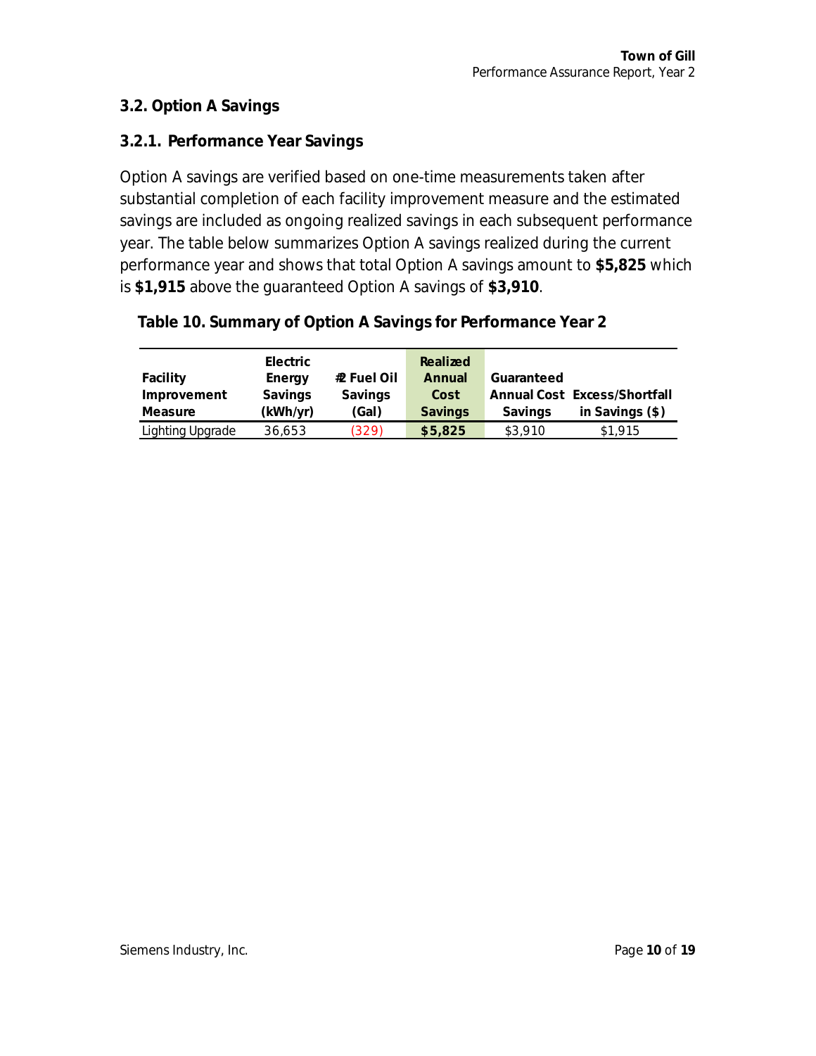## 3.2. Option A Savings

### 3.2.1. Performance Year Savings

Option A savings are verified based on one-time measurements taken after substantial completion of each facility improvement measure and the estimated savings are included as ongoing realized savings in each subsequent performance year. The table below summarizes Option A savings realized during the current performance year and shows that total Option A savings amount to **$5,825** which is **$1,915** above the guaranteed Option A savings of **$3,910**.

**Table 10. Summary of Option A Savings for Performance Year 2**

| Facility Improvement Measure | Electric Energy Savings (kWh/yr) | #2 Fuel Oil Savings (Gal) | Realized Annual Cost Savings | Guaranteed Annual Cost Savings | Excess/Shortfall in Savings ($) |
|---|---|---|---|---|---|
| Lighting Upgrade | 36,653 | (329) | **$5,825** | $3,910 | $1,915 |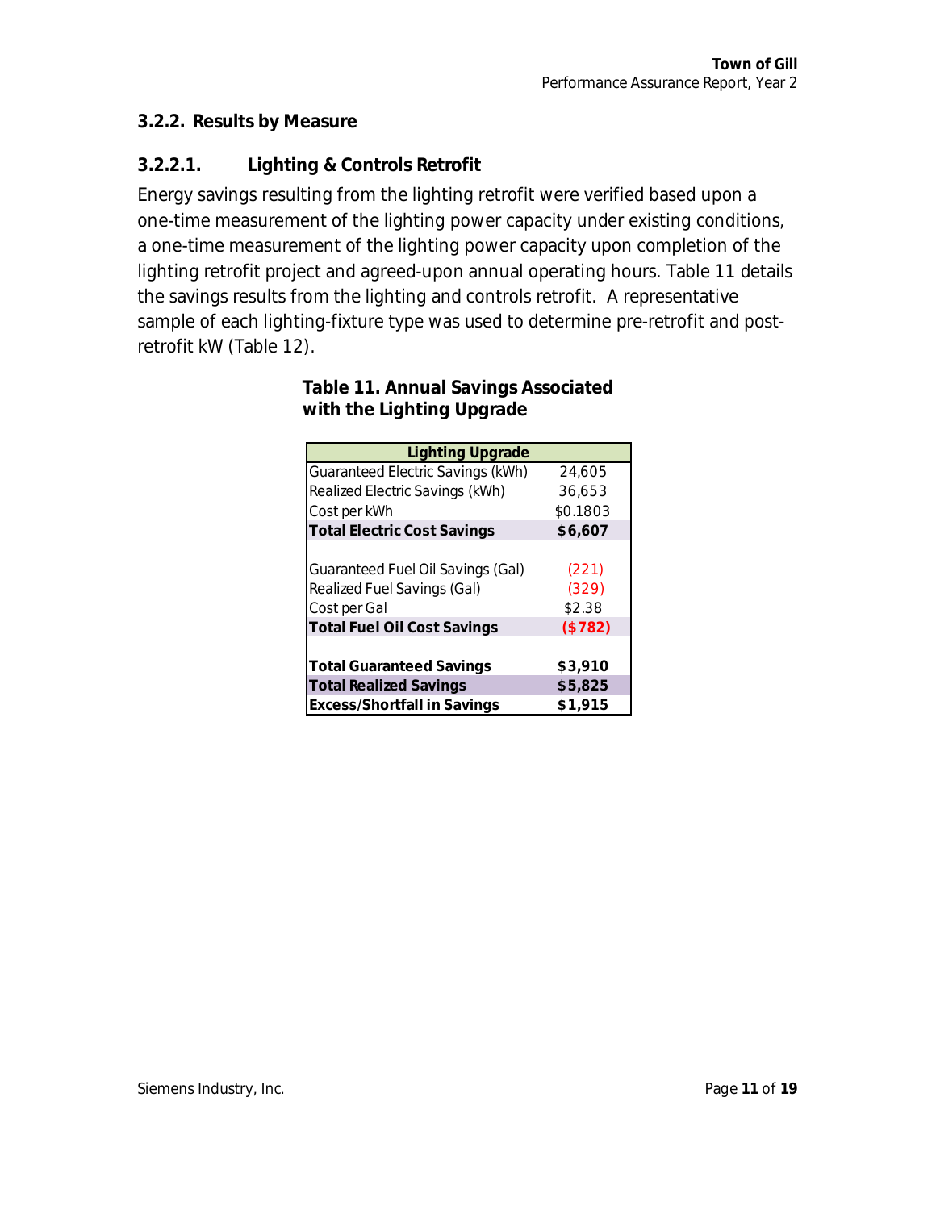### 3.2.2. Results by Measure

#### 3.2.2.1. Lighting & Controls Retrofit

Energy savings resulting from the lighting retrofit were verified based upon a one-time measurement of the lighting power capacity under existing conditions, a one-time measurement of the lighting power capacity upon completion of the lighting retrofit project and agreed-upon annual operating hours. Table 11 details the savings results from the lighting and controls retrofit. A representative sample of each lighting-fixture type was used to determine pre-retrofit and post-retrofit kW (Table 12).

**Table 11. Annual Savings Associated with the Lighting Upgrade**

| Lighting Upgrade | |
|---|---|
| Guaranteed Electric Savings (kWh) | 24,605 |
| Realized Electric Savings (kWh) | 36,653 |
| Cost per kWh | $0.1803 |
| **Total Electric Cost Savings** | **$6,607** |
| | |
| Guaranteed Fuel Oil Savings (Gal) | (221) |
| Realized Fuel Savings (Gal) | (329) |
| Cost per Gal | $2.38 |
| **Total Fuel Oil Cost Savings** | **($782)** |
| | |
| **Total Guaranteed Savings** | **$3,910** |
| **Total Realized Savings** | **$5,825** |
| **Excess/Shortfall in Savings** | **$1,915** |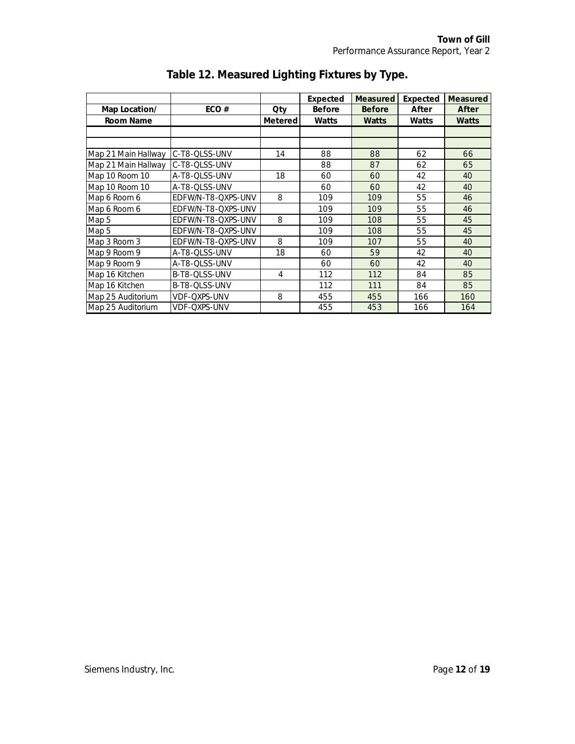## Table 12. Measured Lighting Fixtures by Type.

| Map Location/ Room Name | ECO # | Qty Metered | Expected Before Watts | Measured Before Watts | Expected After Watts | Measured After Watts |
|---|---|---|---|---|---|---|
| | | | | | | |
| | | | | | | |
| Map 21 Main Hallway | C-T8-QLSS-UNV | 14 | 88 | 88 | 62 | 66 |
| Map 21 Main Hallway | C-T8-QLSS-UNV | | 88 | 87 | 62 | 65 |
| Map 10 Room 10 | A-T8-QLSS-UNV | 18 | 60 | 60 | 42 | 40 |
| Map 10 Room 10 | A-T8-QLSS-UNV | | 60 | 60 | 42 | 40 |
| Map 6 Room 6 | EDFW/N-T8-QXPS-UNV | 8 | 109 | 109 | 55 | 46 |
| Map 6 Room 6 | EDFW/N-T8-QXPS-UNV | | 109 | 109 | 55 | 46 |
| Map 5 | EDFW/N-T8-QXPS-UNV | 8 | 109 | 108 | 55 | 45 |
| Map 5 | EDFW/N-T8-QXPS-UNV | | 109 | 108 | 55 | 45 |
| Map 3 Room 3 | EDFW/N-T8-QXPS-UNV | 8 | 109 | 107 | 55 | 40 |
| Map 9 Room 9 | A-T8-QLSS-UNV | 18 | 60 | 59 | 42 | 40 |
| Map 9 Room 9 | A-T8-QLSS-UNV | | 60 | 60 | 42 | 40 |
| Map 16 Kitchen | B-T8-QLSS-UNV | 4 | 112 | 112 | 84 | 85 |
| Map 16 Kitchen | B-T8-QLSS-UNV | | 112 | 111 | 84 | 85 |
| Map 25 Auditorium | VDF-QXPS-UNV | 8 | 455 | 455 | 166 | 160 |
| Map 25 Auditorium | VDF-QXPS-UNV | | 455 | 453 | 166 | 164 |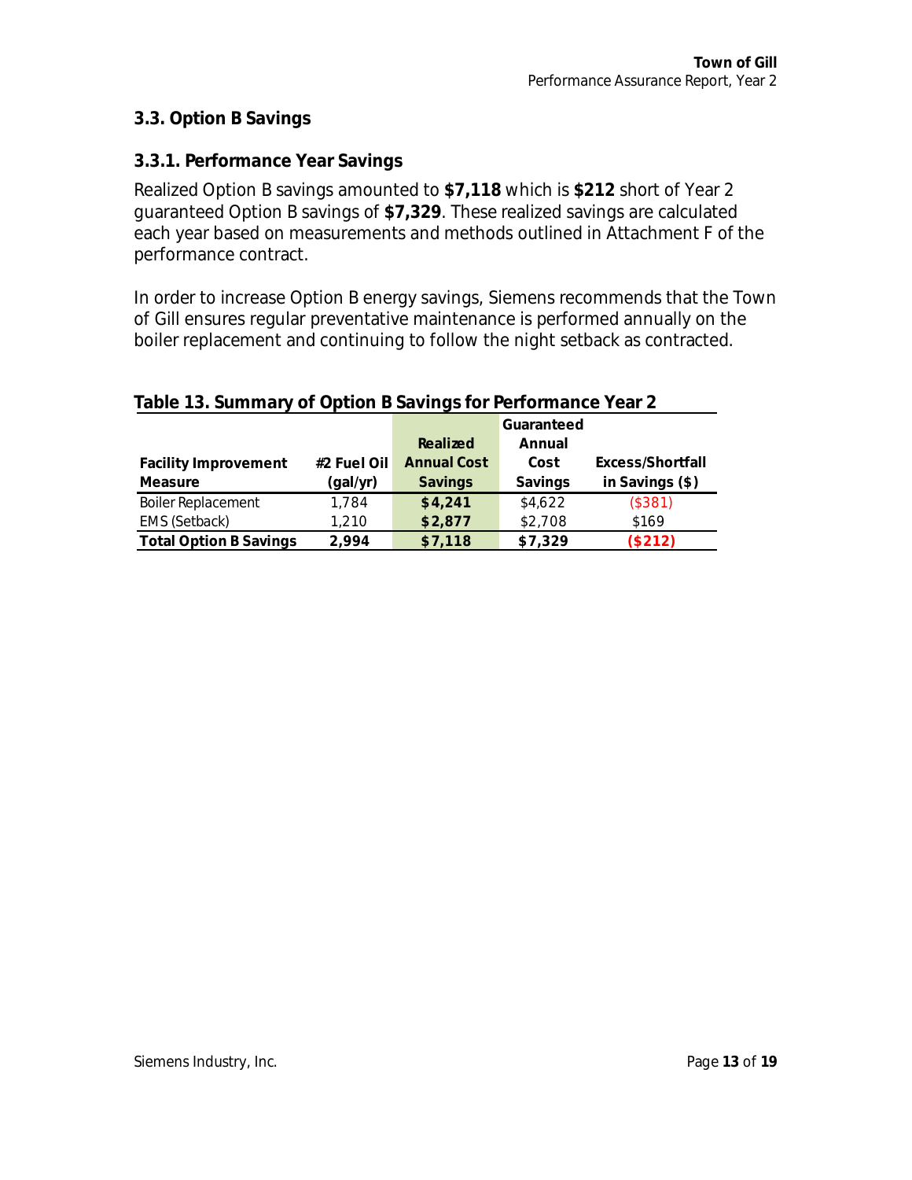### 3.3. Option B Savings

#### 3.3.1. Performance Year Savings

Realized Option B savings amounted to **$7,118** which is **$212** short of Year 2 guaranteed Option B savings of **$7,329**. These realized savings are calculated each year based on measurements and methods outlined in Attachment F of the performance contract.

In order to increase Option B energy savings, Siemens recommends that the Town of Gill ensures regular preventative maintenance is performed annually on the boiler replacement and continuing to follow the night setback as contracted.

**Table 13. Summary of Option B Savings for Performance Year 2**

| Facility Improvement Measure | #2 Fuel Oil (gal/yr) | Realized Annual Cost Savings | Guaranteed Annual Cost Savings | Excess/Shortfall in Savings ($) |
|---|---|---|---|---|
| Boiler Replacement | 1,784 | **$4,241** | $4,622 | ($381) |
| EMS (Setback) | 1,210 | **$2,877** | $2,708 | $169 |
| **Total Option B Savings** | **2,994** | **$7,118** | **$7,329** | **($212)** |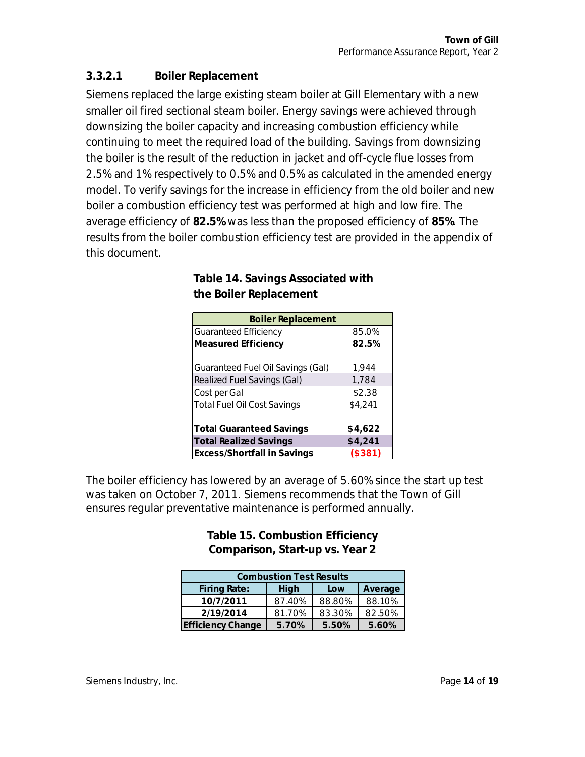### 3.3.2.1 Boiler Replacement

Siemens replaced the large existing steam boiler at Gill Elementary with a new smaller oil fired sectional steam boiler. Energy savings were achieved through downsizing the boiler capacity and increasing combustion efficiency while continuing to meet the required load of the building. Savings from downsizing the boiler is the result of the reduction in jacket and off-cycle flue losses from 2.5% and 1% respectively to 0.5% and 0.5% as calculated in the amended energy model. To verify savings for the increase in efficiency from the old boiler and new boiler a combustion efficiency test was performed at high and low fire. The average efficiency of **82.5%** was less than the proposed efficiency of **85%**. The results from the boiler combustion efficiency test are provided in the appendix of this document.

**Table 14. Savings Associated with the Boiler Replacement**

| Boiler Replacement | |
|---|---|
| Guaranteed Efficiency | 85.0% |
| **Measured Efficiency** | **82.5%** |
| | |
| Guaranteed Fuel Oil Savings (Gal) | 1,944 |
| Realized Fuel Savings (Gal) | 1,784 |
| Cost per Gal | $2.38 |
| Total Fuel Oil Cost Savings | $4,241 |
| | |
| **Total Guaranteed Savings** | **$4,622** |
| **Total Realized Savings** | **$4,241** |
| **Excess/Shortfall in Savings** | **($381)** |

The boiler efficiency has lowered by an average of 5.60% since the start up test was taken on October 7, 2011. Siemens recommends that the Town of Gill ensures regular preventative maintenance is performed annually.

**Table 15. Combustion Efficiency Comparison, Start-up vs. Year 2**

| Combustion Test Results | | | |
|---|---|---|---|
| **Firing Rate:** | **High** | **Low** | **Average** |
| **10/7/2011** | 87.40% | 88.80% | 88.10% |
| **2/19/2014** | 81.70% | 83.30% | 82.50% |
| **Efficiency Change** | **5.70%** | **5.50%** | **5.60%** |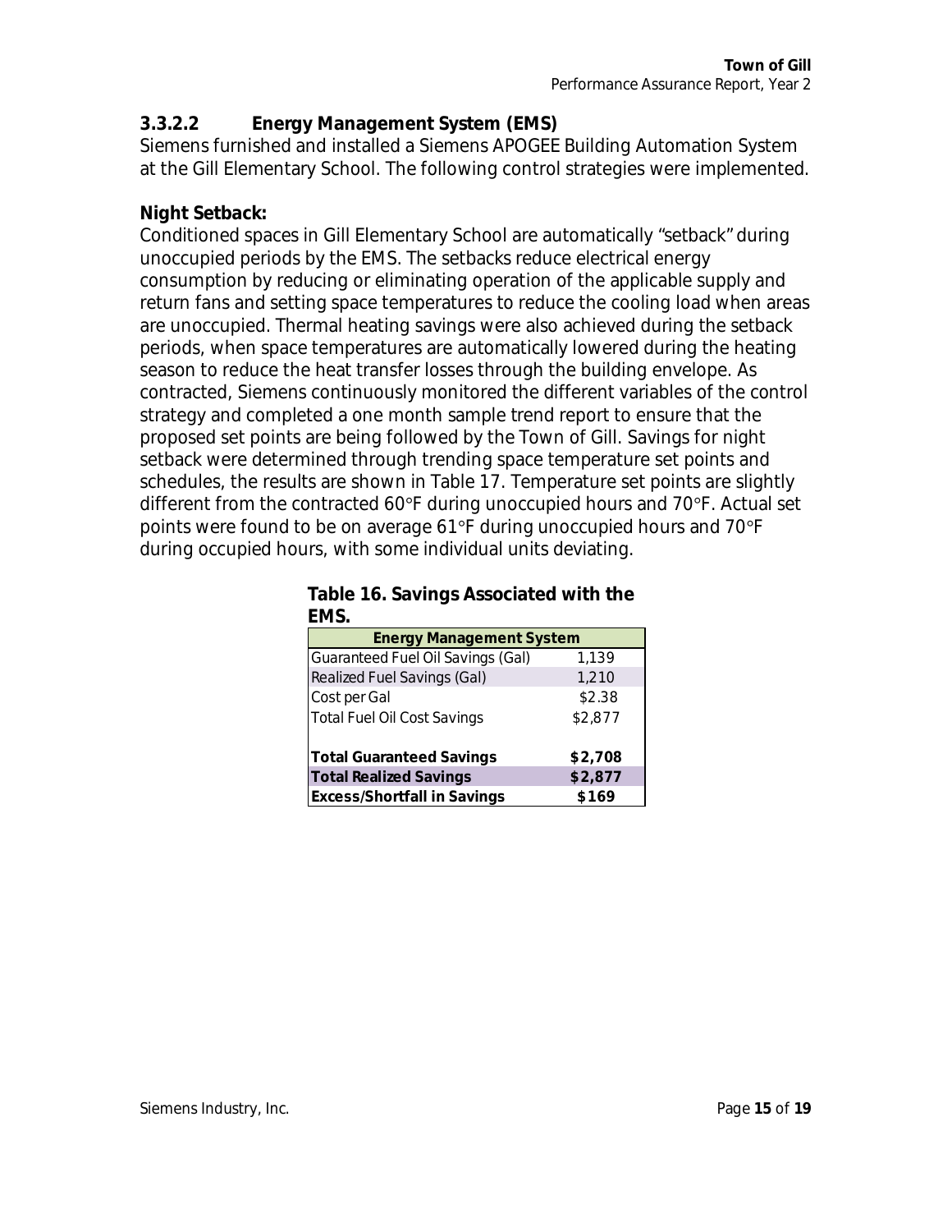### 3.3.2.2 Energy Management System (EMS)

Siemens furnished and installed a Siemens APOGEE Building Automation System at the Gill Elementary School. The following control strategies were implemented.

**Night Setback:**

Conditioned spaces in Gill Elementary School are automatically "setback" during unoccupied periods by the EMS. The setbacks reduce electrical energy consumption by reducing or eliminating operation of the applicable supply and return fans and setting space temperatures to reduce the cooling load when areas are unoccupied. Thermal heating savings were also achieved during the setback periods, when space temperatures are automatically lowered during the heating season to reduce the heat transfer losses through the building envelope. As contracted, Siemens continuously monitored the different variables of the control strategy and completed a one month sample trend report to ensure that the proposed set points are being followed by the Town of Gill. Savings for night setback were determined through trending space temperature set points and schedules, the results are shown in Table 17. Temperature set points are slightly different from the contracted 60°F during unoccupied hours and 70°F. Actual set points were found to be on average 61°F during unoccupied hours and 70°F during occupied hours, with some individual units deviating.

**Table 16. Savings Associated with the EMS.**

| Energy Management System | |
|---|---|
| Guaranteed Fuel Oil Savings (Gal) | 1,139 |
| Realized Fuel Savings (Gal) | 1,210 |
| Cost per Gal | $2.38 |
| Total Fuel Oil Cost Savings | $2,877 |
| | |
| **Total Guaranteed Savings** | **$2,708** |
| **Total Realized Savings** | **$2,877** |
| **Excess/Shortfall in Savings** | **$169** |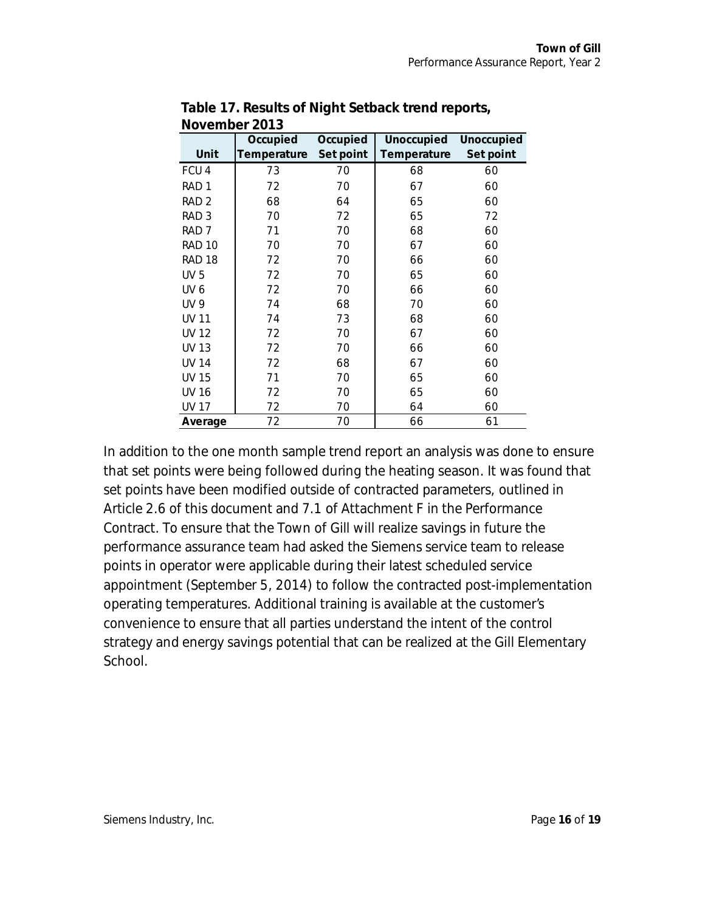**Table 17. Results of Night Setback trend reports, November 2013**

| Unit | Occupied Temperature | Occupied Set point | Unoccupied Temperature | Unoccupied Set point |
|---|---|---|---|---|
| FCU 4 | 73 | 70 | 68 | 60 |
| RAD 1 | 72 | 70 | 67 | 60 |
| RAD 2 | 68 | 64 | 65 | 60 |
| RAD 3 | 70 | 72 | 65 | 72 |
| RAD 7 | 71 | 70 | 68 | 60 |
| RAD 10 | 70 | 70 | 67 | 60 |
| RAD 18 | 72 | 70 | 66 | 60 |
| UV 5 | 72 | 70 | 65 | 60 |
| UV 6 | 72 | 70 | 66 | 60 |
| UV 9 | 74 | 68 | 70 | 60 |
| UV 11 | 74 | 73 | 68 | 60 |
| UV 12 | 72 | 70 | 67 | 60 |
| UV 13 | 72 | 70 | 66 | 60 |
| UV 14 | 72 | 68 | 67 | 60 |
| UV 15 | 71 | 70 | 65 | 60 |
| UV 16 | 72 | 70 | 65 | 60 |
| UV 17 | 72 | 70 | 64 | 60 |
| **Average** | 72 | 70 | 66 | 61 |

In addition to the one month sample trend report an analysis was done to ensure that set points were being followed during the heating season. It was found that set points have been modified outside of contracted parameters, outlined in Article 2.6 of this document and 7.1 of Attachment F in the Performance Contract. To ensure that the Town of Gill will realize savings in future the performance assurance team had asked the Siemens service team to release points in operator were applicable during their latest scheduled service appointment (September 5, 2014) to follow the contracted post-implementation operating temperatures. Additional training is available at the customer's convenience to ensure that all parties understand the intent of the control strategy and energy savings potential that can be realized at the Gill Elementary School.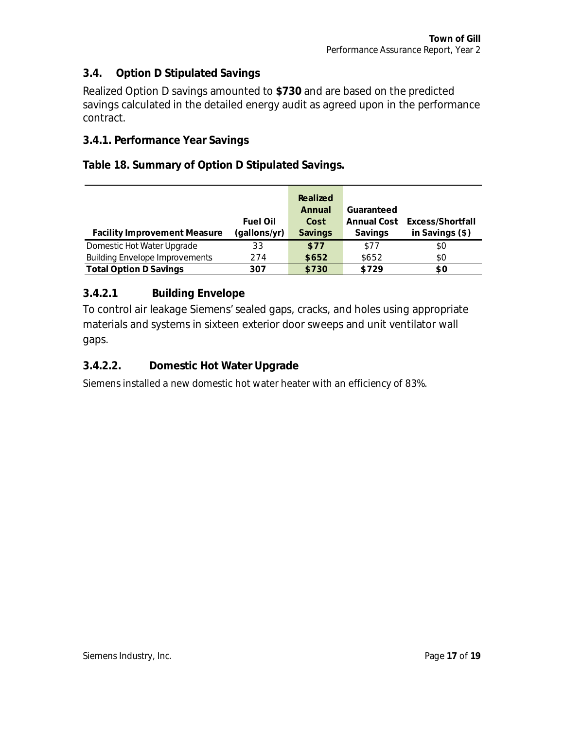## 3.4. Option D Stipulated Savings

Realized Option D savings amounted to **$730** and are based on the predicted savings calculated in the detailed energy audit as agreed upon in the performance contract.

### 3.4.1. Performance Year Savings

**Table 18. Summary of Option D Stipulated Savings.**

| Facility Improvement Measure | Fuel Oil (gallons/yr) | Realized Annual Cost Savings | Guaranteed Annual Cost Savings | Excess/Shortfall in Savings ($) |
|---|---|---|---|---|
| Domestic Hot Water Upgrade | 33 | **$77** | $77 | $0 |
| Building Envelope Improvements | 274 | **$652** | $652 | $0 |
| **Total Option D Savings** | **307** | **$730** | **$729** | **$0** |

### 3.4.2.1 Building Envelope

To control air leakage Siemens' sealed gaps, cracks, and holes using appropriate materials and systems in sixteen exterior door sweeps and unit ventilator wall gaps.

### 3.4.2.2. Domestic Hot Water Upgrade

Siemens installed a new domestic hot water heater with an efficiency of 83%.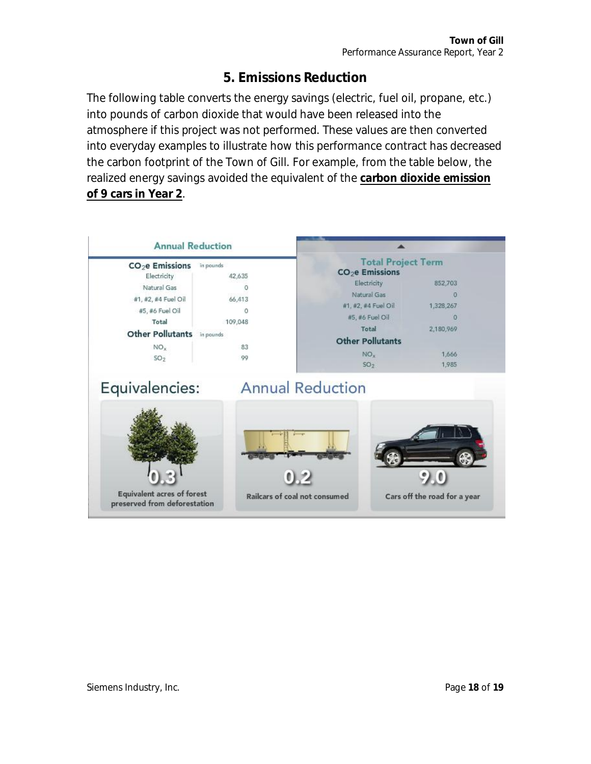## 5. Emissions Reduction

The following table converts the energy savings (electric, fuel oil, propane, etc.) into pounds of carbon dioxide that would have been released into the atmosphere if this project was not performed. These values are then converted into everyday examples to illustrate how this performance contract has decreased the carbon footprint of the Town of Gill. For example, from the table below, the realized energy savings avoided the equivalent of the **carbon dioxide emission of 9 cars in Year 2**.

**Annual Reduction**

| $CO_2$e Emissions | in pounds |
|---|---|
| Electricity | 42,635 |
| Natural Gas | 0 |
| #1, #2, #4 Fuel Oil | 66,413 |
| #5, #6 Fuel Oil | 0 |
| Total | 109,048 |
| **Other Pollutants** | in pounds |
| $NO_x$ | 83 |
| $SO_2$ | 99 |

**Total Project Term**

| $CO_2$e Emissions | |
|---|---|
| Electricity | 852,703 |
| Natural Gas | 0 |
| #1, #2, #4 Fuel Oil | 1,328,267 |
| #5, #6 Fuel Oil | 0 |
| Total | 2,180,969 |
| **Other Pollutants** | |
| $NO_x$ | 1,666 |
| $SO_2$ | 1,985 |

**Equivalencies: Annual Reduction**

| Equivalency | Value |
|---|---|
| Equivalent acres of forest preserved from deforestation | 0.3 |
| Railcars of coal not consumed | 0.2 |
| Cars off the road for a year | 9.0 |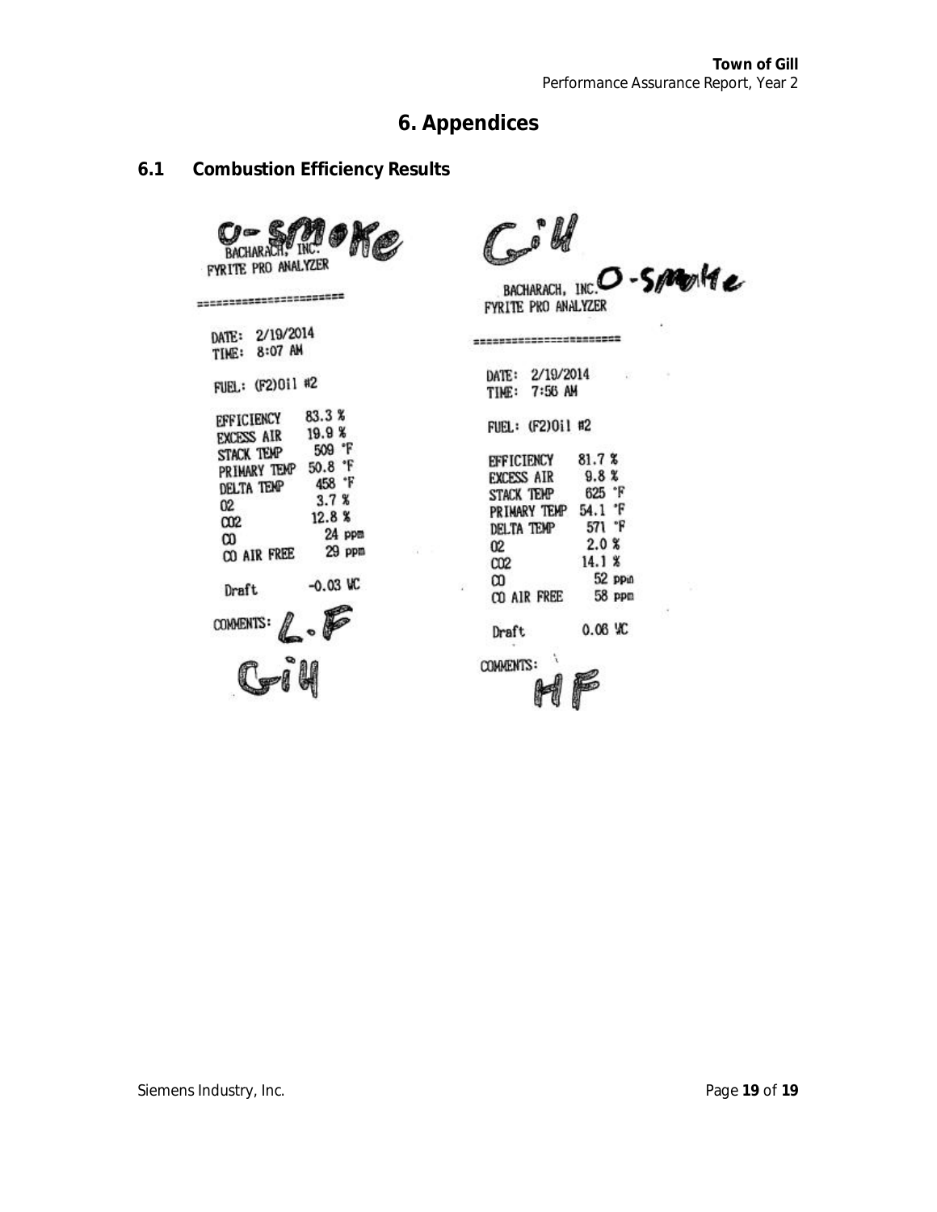# 6. Appendices

## 6.1 Combustion Efficiency Results

O-Smoke
BACHARACH, INC.
FYRITE PRO ANALYZER

======================

DATE: 2/19/2014
TIME: 8:07 AM

FUEL: (F2)Oil #2

| | |
|---|---|
| EFFICIENCY | 83.3 % |
| EXCESS AIR | 19.9 % |
| STACK TEMP | 509 °F |
| PRIMARY TEMP | 50.8 °F |
| DELTA TEMP | 458 °F |
| O2 | 3.7 % |
| CO2 | 12.8 % |
| CO | 24 ppm |
| CO AIR FREE | 29 ppm |
| Draft | -0.03 WC |

COMMENTS: L.F

Gill

Gill

BACHARACH, INC. O-Smoke
FYRITE PRO ANALYZER

======================

DATE: 2/19/2014
TIME: 7:56 AM

FUEL: (F2)Oil #2

| | |
|---|---|
| EFFICIENCY | 81.7 % |
| EXCESS AIR | 9.8 % |
| STACK TEMP | 625 °F |
| PRIMARY TEMP | 54.1 °F |
| DELTA TEMP | 571 °F |
| O2 | 2.0 % |
| CO2 | 14.1 % |
| CO | 52 ppm |
| CO AIR FREE | 58 ppm |
| Draft | 0.06 WC |

COMMENTS: HF